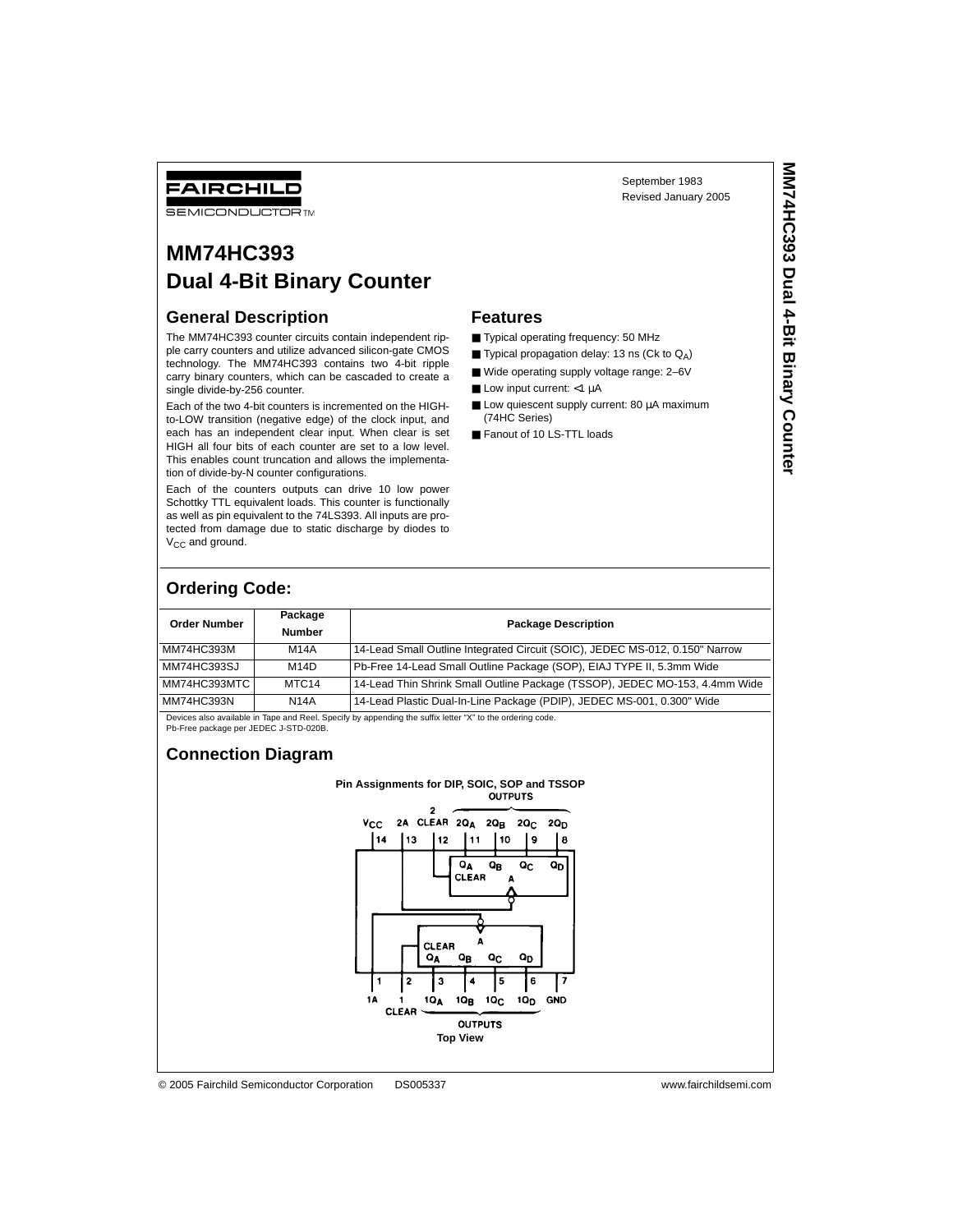FAIRCHILD SEMICONDUCTOR™

September 1983
Revised January 2005

# MM74HC393 Dual 4-Bit Binary Counter

## General Description

The MM74HC393 counter circuits contain independent ripple carry counters and utilize advanced silicon-gate CMOS technology. The MM74HC393 contains two 4-bit ripple carry binary counters, which can be cascaded to create a single divide-by-256 counter.

Each of the two 4-bit counters is incremented on the HIGH-to-LOW transition (negative edge) of the clock input, and each has an independent clear input. When clear is set HIGH all four bits of each counter are set to a low level. This enables count truncation and allows the implementation of divide-by-N counter configurations.

Each of the counters outputs can drive 10 low power Schottky TTL equivalent loads. This counter is functionally as well as pin equivalent to the 74LS393. All inputs are protected from damage due to static discharge by diodes to $V_{CC}$ and ground.

## Features

- Typical operating frequency: 50 MHz
- Typical propagation delay: 13 ns (Ck to $Q_A$)
- Wide operating supply voltage range: 2–6V
- Low input current: <1 μA
- Low quiescent supply current: 80 μA maximum (74HC Series)
- Fanout of 10 LS-TTL loads

## Ordering Code:

| Order Number | Package Number | Package Description |
|---|---|---|
| MM74HC393M | M14A | 14-Lead Small Outline Integrated Circuit (SOIC), JEDEC MS-012, 0.150" Narrow |
| MM74HC393SJ | M14D | Pb-Free 14-Lead Small Outline Package (SOP), EIAJ TYPE II, 5.3mm Wide |
| MM74HC393MTC | MTC14 | 14-Lead Thin Shrink Small Outline Package (TSSOP), JEDEC MO-153, 4.4mm Wide |
| MM74HC393N | N14A | 14-Lead Plastic Dual-In-Line Package (PDIP), JEDEC MS-001, 0.300" Wide |

Devices also available in Tape and Reel. Specify by appending the suffix letter "X" to the ordering code.
Pb-Free package per JEDEC J-STD-020B.

## Connection Diagram

**Pin Assignments for DIP, SOIC, SOP and TSSOP**

Pins (top): 14 $V_{CC}$, 13 2A, 12 2 CLEAR, 11 $2Q_A$, 10 $2Q_B$, 9 $2Q_C$, 8 $2Q_D$ (OUTPUTS)

Pins (bottom): 1 1A, 2 1 CLEAR, 3 $1Q_A$, 4 $1Q_B$, 5 $1Q_C$, 6 $1Q_D$ (OUTPUTS), 7 GND

**Top View**

© 2005 Fairchild Semiconductor Corporation DS005337 www.fairchildsemi.com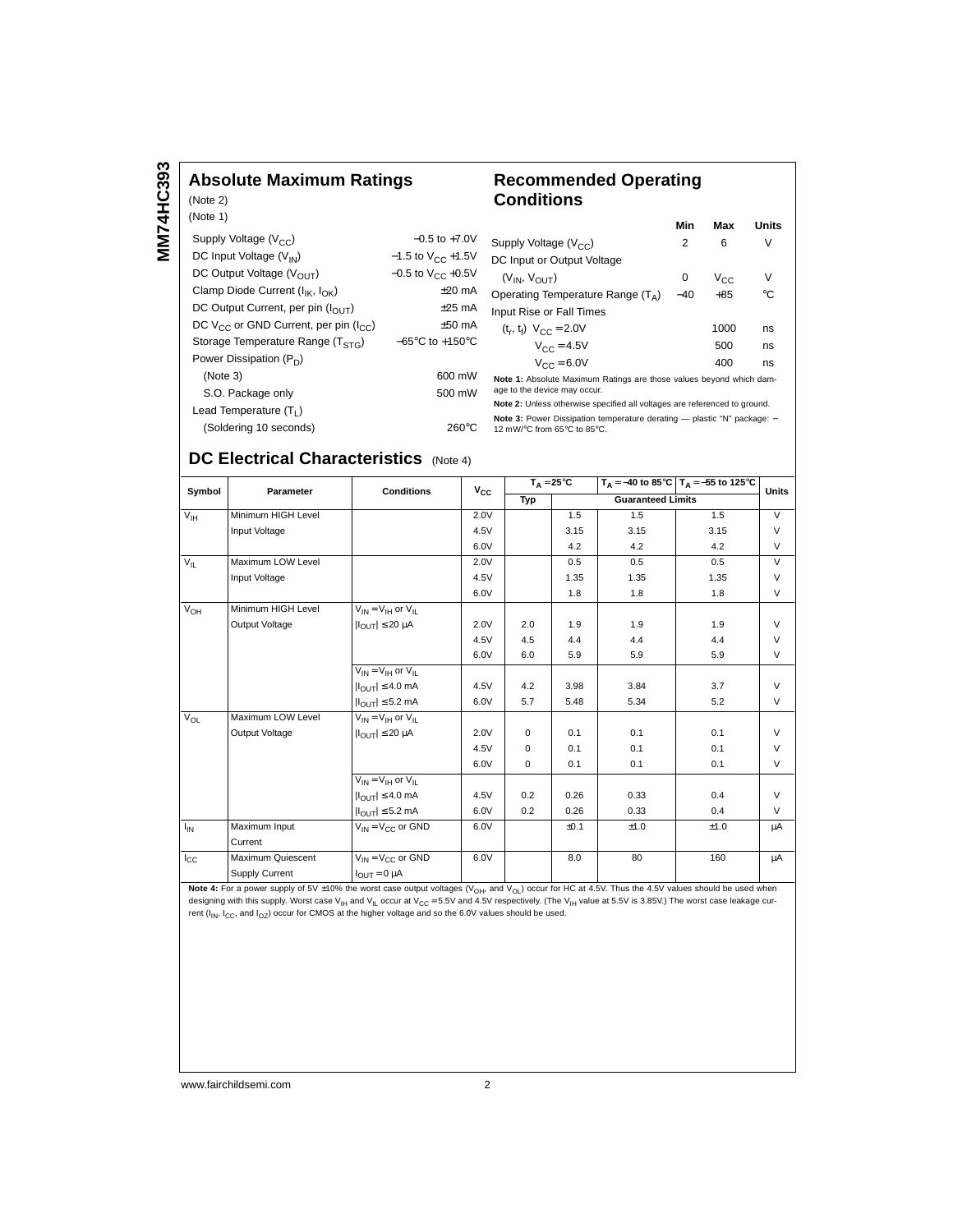## Absolute Maximum Ratings

(Note 2)

(Note 1)

| | |
|---|---|
| Supply Voltage ($V_{CC}$) | −0.5 to +7.0V |
| DC Input Voltage ($V_{IN}$) | −1.5 to $V_{CC}$ +1.5V |
| DC Output Voltage ($V_{OUT}$) | −0.5 to $V_{CC}$ +0.5V |
| Clamp Diode Current ($I_{IK}$, $I_{OK}$) | ±20 mA |
| DC Output Current, per pin ($I_{OUT}$) | ±25 mA |
| DC $V_{CC}$ or GND Current, per pin ($I_{CC}$) | ±50 mA |
| Storage Temperature Range ($T_{STG}$) | −65°C to +150°C |
| Power Dissipation ($P_D$) | |
| (Note 3) | 600 mW |
| S.O. Package only | 500 mW |
| Lead Temperature ($T_L$) | |
| (Soldering 10 seconds) | 260°C |

## Recommended Operating Conditions

| | Min | Max | Units |
|---|---|---|---|
| Supply Voltage ($V_{CC}$) | 2 | 6 | V |
| DC Input or Output Voltage | | | |
| ($V_{IN}$, $V_{OUT}$) | 0 | $V_{CC}$ | V |
| Operating Temperature Range ($T_A$) | −40 | +85 | °C |
| Input Rise or Fall Times | | | |
| ($t_r$, $t_f$) $V_{CC}$ = 2.0V | | 1000 | ns |
| $V_{CC}$ = 4.5V | | 500 | ns |
| $V_{CC}$ = 6.0V | | 400 | ns |

**Note 1:** Absolute Maximum Ratings are those values beyond which damage to the device may occur.

**Note 2:** Unless otherwise specified all voltages are referenced to ground.

**Note 3:** Power Dissipation temperature derating — plastic "N" package: − 12 mW/°C from 65°C to 85°C.

## DC Electrical Characteristics (Note 4)

| Symbol | Parameter | Conditions | $V_{CC}$ | $T_A$ = 25°C | | $T_A$ = −40 to 85°C | $T_A$ = −55 to 125°C | Units |
|---|---|---|---|---|---|---|---|---|
| | | | | Typ | Guaranteed Limits | | | |
| $V_{IH}$ | Minimum HIGH Level | | 2.0V | | 1.5 | 1.5 | 1.5 | V |
| | Input Voltage | | 4.5V | | 3.15 | 3.15 | 3.15 | V |
| | | | 6.0V | | 4.2 | 4.2 | 4.2 | V |
| $V_{IL}$ | Maximum LOW Level | | 2.0V | | 0.5 | 0.5 | 0.5 | V |
| | Input Voltage | | 4.5V | | 1.35 | 1.35 | 1.35 | V |
| | | | 6.0V | | 1.8 | 1.8 | 1.8 | V |
| $V_{OH}$ | Minimum HIGH Level | $V_{IN}$ = $V_{IH}$ or $V_{IL}$ | | | | | | |
| | Output Voltage | $\|I_{OUT}\| \leq 20$ µA | 2.0V | 2.0 | 1.9 | 1.9 | 1.9 | V |
| | | | 4.5V | 4.5 | 4.4 | 4.4 | 4.4 | V |
| | | | 6.0V | 6.0 | 5.9 | 5.9 | 5.9 | V |
| | | $V_{IN}$ = $V_{IH}$ or $V_{IL}$ | | | | | | |
| | | $\|I_{OUT}\| \leq 4.0$ mA | 4.5V | 4.2 | 3.98 | 3.84 | 3.7 | V |
| | | $\|I_{OUT}\| \leq 5.2$ mA | 6.0V | 5.7 | 5.48 | 5.34 | 5.2 | V |
| $V_{OL}$ | Maximum LOW Level | $V_{IN}$ = $V_{IH}$ or $V_{IL}$ | | | | | | |
| | Output Voltage | $\|I_{OUT}\| \leq 20$ µA | 2.0V | 0 | 0.1 | 0.1 | 0.1 | V |
| | | | 4.5V | 0 | 0.1 | 0.1 | 0.1 | V |
| | | | 6.0V | 0 | 0.1 | 0.1 | 0.1 | V |
| | | $V_{IN}$ = $V_{IH}$ or $V_{IL}$ | | | | | | |
| | | $\|I_{OUT}\| \leq 4.0$ mA | 4.5V | 0.2 | 0.26 | 0.33 | 0.4 | V |
| | | $\|I_{OUT}\| \leq 5.2$ mA | 6.0V | 0.2 | 0.26 | 0.33 | 0.4 | V |
| $I_{IN}$ | Maximum Input Current | $V_{IN}$ = $V_{CC}$ or GND | 6.0V | | ±0.1 | ±1.0 | ±1.0 | µA |
| $I_{CC}$ | Maximum Quiescent Supply Current | $V_{IN}$ = $V_{CC}$ or GND, $I_{OUT}$ = 0 µA | 6.0V | | 8.0 | 80 | 160 | µA |

**Note 4:** For a power supply of 5V ±10% the worst case output voltages ($V_{OH}$, and $V_{OL}$) occur for HC at 4.5V. Thus the 4.5V values should be used when designing with this supply. Worst case $V_{IH}$ and $V_{IL}$ occur at $V_{CC}$ = 5.5V and 4.5V respectively. (The $V_{IH}$ value at 5.5V is 3.85V.) The worst case leakage current ($I_{IN}$, $I_{CC}$, and $I_{OZ}$) occur for CMOS at the higher voltage and so the 6.0V values should be used.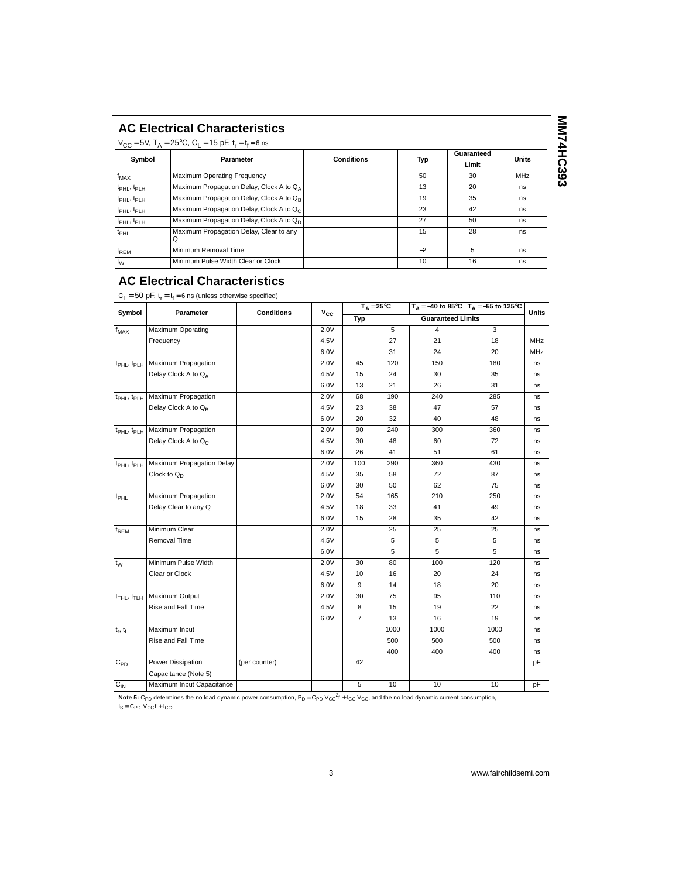## AC Electrical Characteristics

$V_{CC} = 5V$, $T_A = 25°C$, $C_L = 15$ pF, $t_r = t_f = 6$ ns

| Symbol | Parameter | Conditions | Typ | Guaranteed Limit | Units |
|---|---|---|---|---|---|
| $f_{MAX}$ | Maximum Operating Frequency | | 50 | 30 | MHz |
| $t_{PHL}$, $t_{PLH}$ | Maximum Propagation Delay, Clock A to $Q_A$ | | 13 | 20 | ns |
| $t_{PHL}$, $t_{PLH}$ | Maximum Propagation Delay, Clock A to $Q_B$ | | 19 | 35 | ns |
| $t_{PHL}$, $t_{PLH}$ | Maximum Propagation Delay, Clock A to $Q_C$ | | 23 | 42 | ns |
| $t_{PHL}$, $t_{PLH}$ | Maximum Propagation Delay, Clock A to $Q_D$ | | 27 | 50 | ns |
| $t_{PHL}$ | Maximum Propagation Delay, Clear to any Q | | 15 | 28 | ns |
| $t_{REM}$ | Minimum Removal Time | | –2 | 5 | ns |
| $t_W$ | Minimum Pulse Width Clear or Clock | | 10 | 16 | ns |

## AC Electrical Characteristics

$C_L = 50$ pF, $t_r = t_f = 6$ ns (unless otherwise specified)

| Symbol | Parameter | Conditions | $V_{CC}$ | $T_A = 25°C$ | | $T_A = -40$ to 85°C | $T_A = -55$ to 125°C | Units |
|---|---|---|---|---|---|---|---|---|
| | | | | Typ | Guaranteed Limits | | | |
| $f_{MAX}$ | Maximum Operating | | 2.0V | | 5 | 4 | 3 | |
| | Frequency | | 4.5V | | 27 | 21 | 18 | MHz |
| | | | 6.0V | | 31 | 24 | 20 | MHz |
| $t_{PHL}$, $t_{PLH}$ | Maximum Propagation | | 2.0V | 45 | 120 | 150 | 180 | ns |
| | Delay Clock A to $Q_A$ | | 4.5V | 15 | 24 | 30 | 35 | ns |
| | | | 6.0V | 13 | 21 | 26 | 31 | ns |
| $t_{PHL}$, $t_{PLH}$ | Maximum Propagation | | 2.0V | 68 | 190 | 240 | 285 | ns |
| | Delay Clock A to $Q_B$ | | 4.5V | 23 | 38 | 47 | 57 | ns |
| | | | 6.0V | 20 | 32 | 40 | 48 | ns |
| $t_{PHL}$, $t_{PLH}$ | Maximum Propagation | | 2.0V | 90 | 240 | 300 | 360 | ns |
| | Delay Clock A to $Q_C$ | | 4.5V | 30 | 48 | 60 | 72 | ns |
| | | | 6.0V | 26 | 41 | 51 | 61 | ns |
| $t_{PHL}$, $t_{PLH}$ | Maximum Propagation Delay | | 2.0V | 100 | 290 | 360 | 430 | ns |
| | Clock to $Q_D$ | | 4.5V | 35 | 58 | 72 | 87 | ns |
| | | | 6.0V | 30 | 50 | 62 | 75 | ns |
| $t_{PHL}$ | Maximum Propagation | | 2.0V | 54 | 165 | 210 | 250 | ns |
| | Delay Clear to any Q | | 4.5V | 18 | 33 | 41 | 49 | ns |
| | | | 6.0V | 15 | 28 | 35 | 42 | ns |
| $t_{REM}$ | Minimum Clear | | 2.0V | | 25 | 25 | 25 | ns |
| | Removal Time | | 4.5V | | 5 | 5 | 5 | ns |
| | | | 6.0V | | 5 | 5 | 5 | ns |
| $t_W$ | Minimum Pulse Width | | 2.0V | 30 | 80 | 100 | 120 | ns |
| | Clear or Clock | | 4.5V | 10 | 16 | 20 | 24 | ns |
| | | | 6.0V | 9 | 14 | 18 | 20 | ns |
| $t_{THL}$, $t_{TLH}$ | Maximum Output | | 2.0V | 30 | 75 | 95 | 110 | ns |
| | Rise and Fall Time | | 4.5V | 8 | 15 | 19 | 22 | ns |
| | | | 6.0V | 7 | 13 | 16 | 19 | ns |
| $t_r$, $t_f$ | Maximum Input | | | | 1000 | 1000 | 1000 | ns |
| | Rise and Fall Time | | | | 500 | 500 | 500 | ns |
| | | | | | 400 | 400 | 400 | ns |
| $C_{PD}$ | Power Dissipation | (per counter) | | 42 | | | | pF |
| | Capacitance (Note 5) | | | | | | | |
| $C_{IN}$ | Maximum Input Capacitance | | | 5 | 10 | 10 | 10 | pF |

**Note 5:** $C_{PD}$ determines the no load dynamic power consumption, $P_D = C_{PD} V_{CC}^2 f + I_{CC} V_{CC}$, and the no load dynamic current consumption, $I_S = C_{PD} V_{CC} f + I_{CC}$.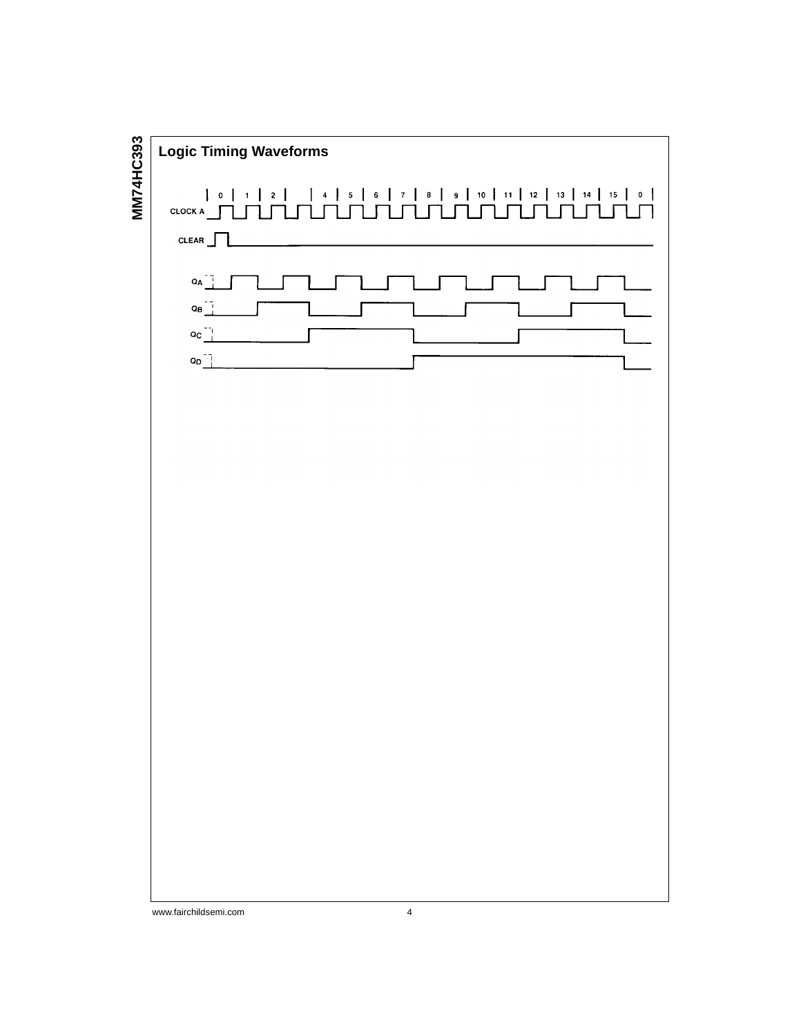## Logic Timing Waveforms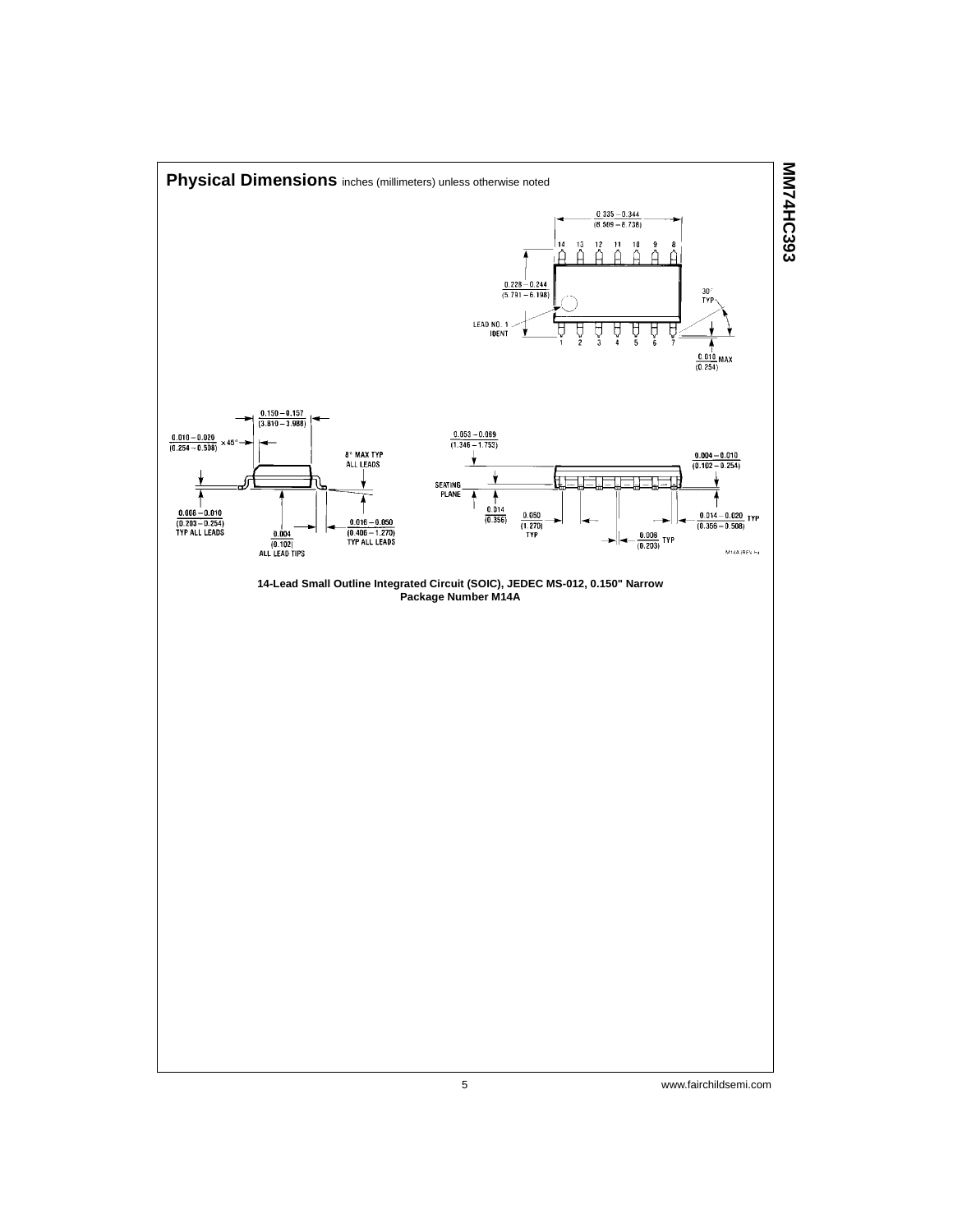## Physical Dimensions inches (millimeters) unless otherwise noted

0.335 – 0.344 (8.509 – 8.738)

14 13 12 11 10 9 8

0.228 – 0.244 (5.791 – 6.198)

LEAD NO. 1 IDENT

1 2 3 4 5 6 7

30° TYP

0.010 MAX (0.254)

0.150 – 0.157 (3.810 – 3.988)

0.010 – 0.020 (0.254 – 0.508) × 45°

8° MAX TYP ALL LEADS

0.008 – 0.010 (0.203 – 0.254) TYP ALL LEADS

0.004 (0.102) ALL LEAD TIPS

0.016 – 0.050 (0.406 – 1.270) TYP ALL LEADS

0.053 – 0.069 (1.346 – 1.753)

SEATING PLANE

0.014 (0.356)

0.050 (1.270) TYP

0.004 – 0.010 (0.102 – 0.254)

0.014 – 0.020 TYP (0.356 – 0.508)

0.008 TYP (0.203)

M14A (REV H)

**14-Lead Small Outline Integrated Circuit (SOIC), JEDEC MS-012, 0.150" Narrow Package Number M14A**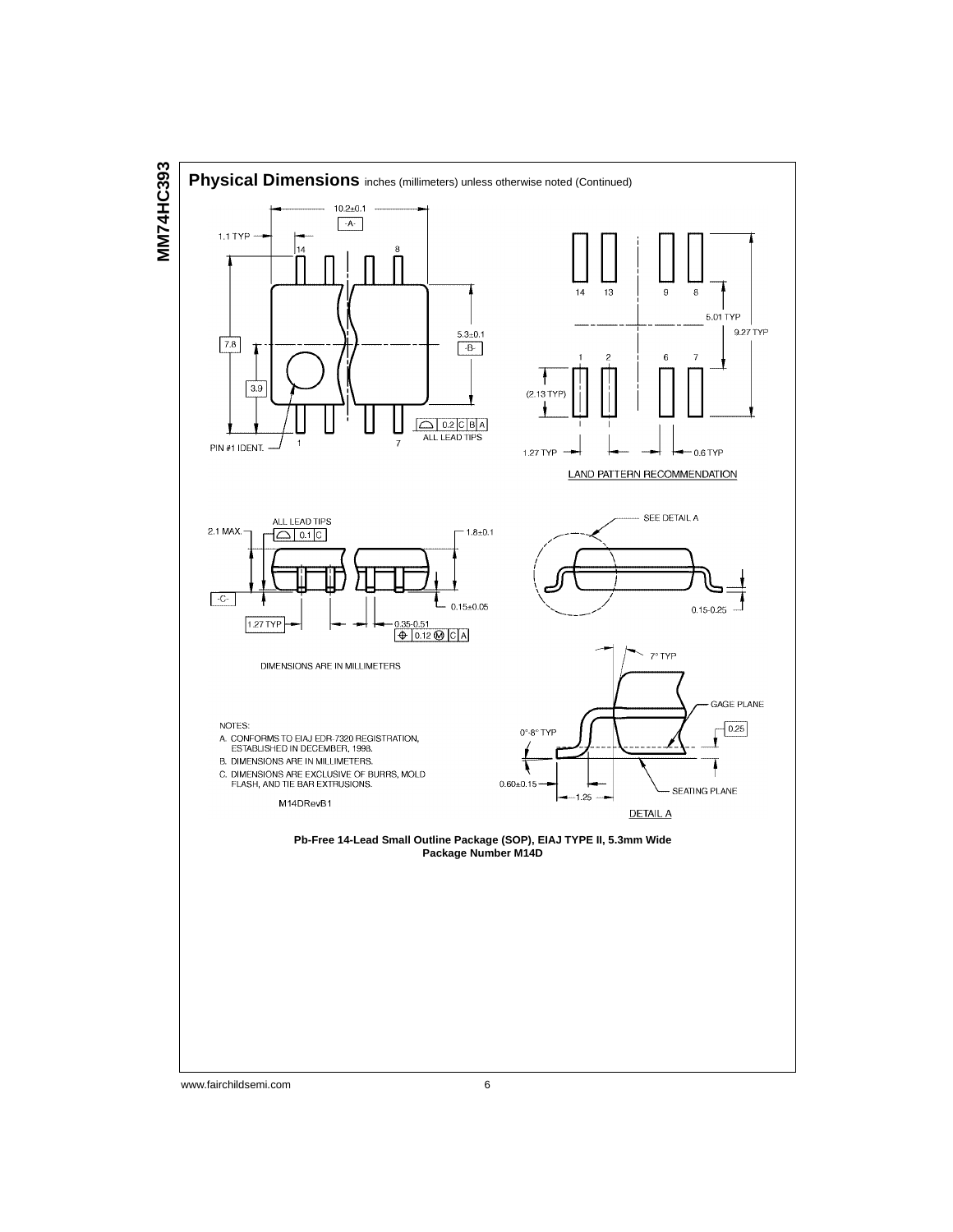## Physical Dimensions inches (millimeters) unless otherwise noted (Continued)

NOTES:

A. CONFORMS TO EIAJ EDR-7320 REGISTRATION, ESTABLISHED IN DECEMBER, 1998.

B. DIMENSIONS ARE IN MILLIMETERS.

C. DIMENSIONS ARE EXCLUSIVE OF BURRS, MOLD FLASH, AND TIE BAR EXTRUSIONS.

M14DRevB1

**Pb-Free 14-Lead Small Outline Package (SOP), EIAJ TYPE II, 5.3mm Wide**
**Package Number M14D**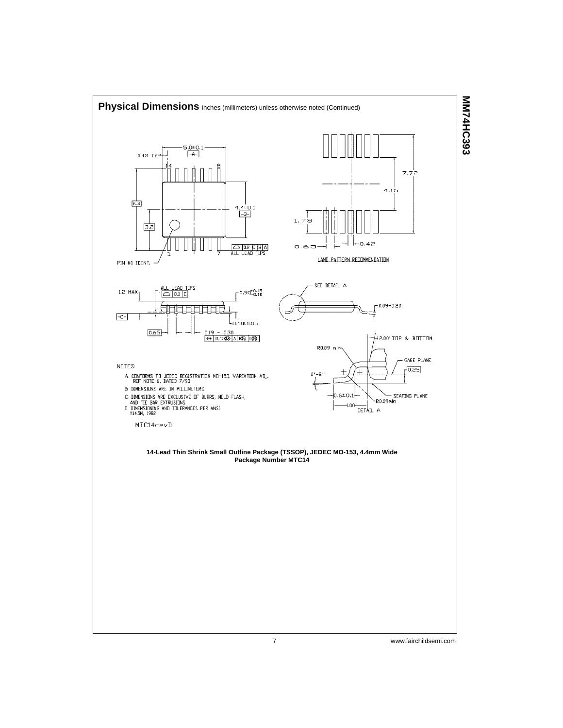## Physical Dimensions inches (millimeters) unless otherwise noted (Continued)

NOTES:

A. CONFORMS TO JEDEC REGISTRATION MO-153, VARIATION AB, REF NOTE 6, DATED 7/93

B. DIMENSIONS ARE IN MILLIMETERS

C. DIMENSIONS ARE EXCLUSIVE OF BURRS, MOLD FLASH, AND TIE BAR EXTRUSIONS

D. DIMENSIONING AND TOLERANCES PER ANSI Y14.5M, 1982

MTC14revD

**14-Lead Thin Shrink Small Outline Package (TSSOP), JEDEC MO-153, 4.4mm Wide**
**Package Number MTC14**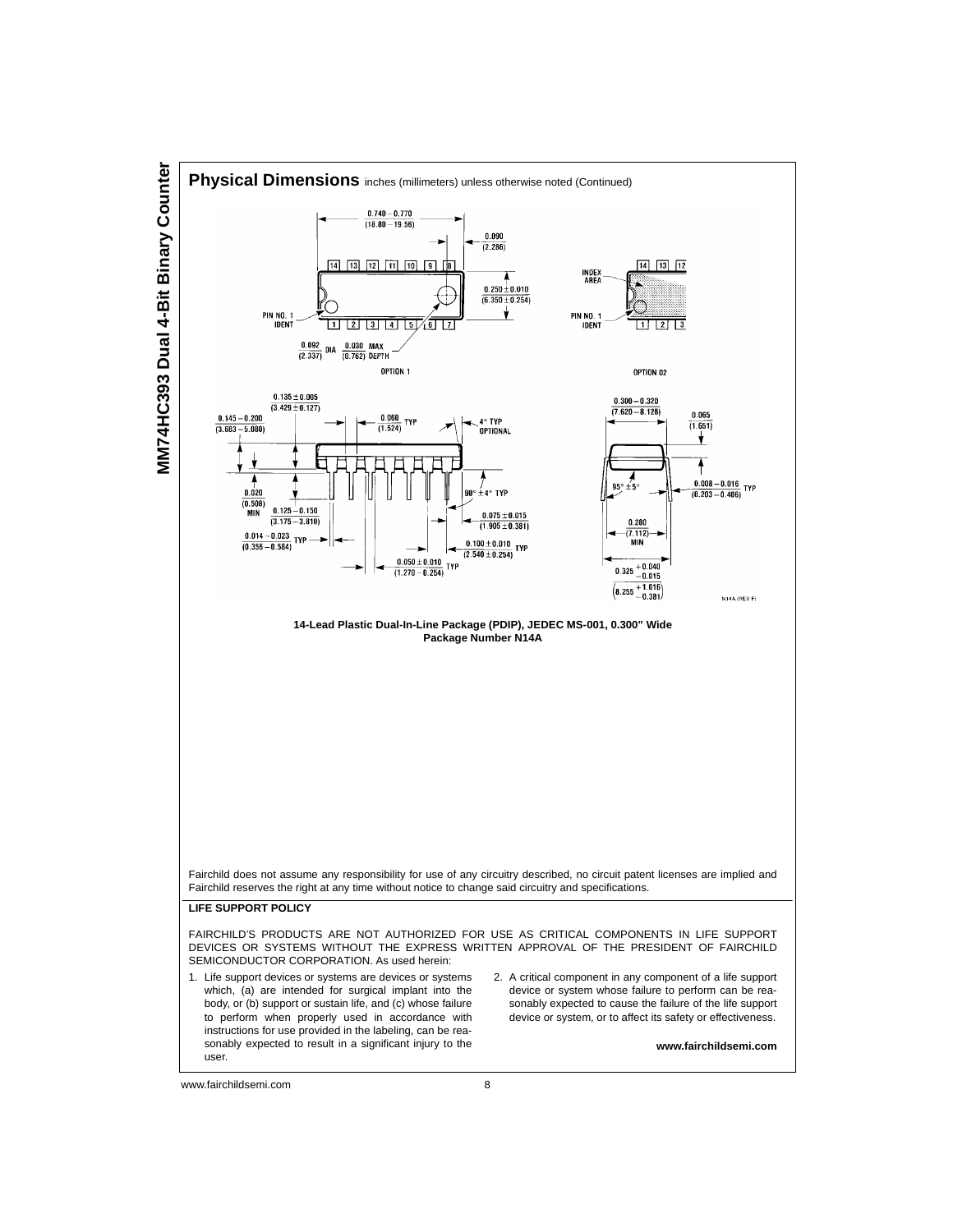## Physical Dimensions inches (millimeters) unless otherwise noted (Continued)

0.740 − 0.770
(18.80 − 19.56)
0.090
(2.286)
14 13 12 11 10 9 8
0.250 ± 0.010
(6.350 ± 0.254)
PIN NO. 1
IDENT
1 2 3 4 5 6 7
0.092 DIA (2.337)
0.030 MAX (0.762) DEPTH
OPTION 1
INDEX AREA
PIN NO. 1 IDENT
OPTION 02
0.135 ± 0.005
(3.429 ± 0.127)
0.145 − 0.200
(3.683 − 5.080)
0.060 TYP (1.524)
4° TYP OPTIONAL
0.020 (0.508) MIN
0.125 − 0.150 (3.175 − 3.810)
90° ± 4° TYP
0.075 ± 0.015 (1.905 ± 0.381)
0.014 − 0.023 TYP (0.356 − 0.584)
0.100 ± 0.010 TYP (2.540 ± 0.254)
0.050 ± 0.010 TYP (1.270 − 0.254)
0.300 − 0.320
(7.620 − 8.128)
0.065
(1.651)
95° ± 5°
0.008 − 0.016 TYP
(0.203 − 0.406)
0.280 (7.112) MIN
0.325 +0.040 −0.015
(8.255 +1.016 −0.381)
N14A (REV F)

**14-Lead Plastic Dual-In-Line Package (PDIP), JEDEC MS-001, 0.300" Wide**
**Package Number N14A**

Fairchild does not assume any responsibility for use of any circuitry described, no circuit patent licenses are implied and Fairchild reserves the right at any time without notice to change said circuitry and specifications.

**LIFE SUPPORT POLICY**

FAIRCHILD'S PRODUCTS ARE NOT AUTHORIZED FOR USE AS CRITICAL COMPONENTS IN LIFE SUPPORT DEVICES OR SYSTEMS WITHOUT THE EXPRESS WRITTEN APPROVAL OF THE PRESIDENT OF FAIRCHILD SEMICONDUCTOR CORPORATION. As used herein:

1. Life support devices or systems are devices or systems which, (a) are intended for surgical implant into the body, or (b) support or sustain life, and (c) whose failure to perform when properly used in accordance with instructions for use provided in the labeling, can be reasonably expected to result in a significant injury to the user.
2. A critical component in any component of a life support device or system whose failure to perform can be reasonably expected to cause the failure of the life support device or system, or to affect its safety or effectiveness.

**www.fairchildsemi.com**